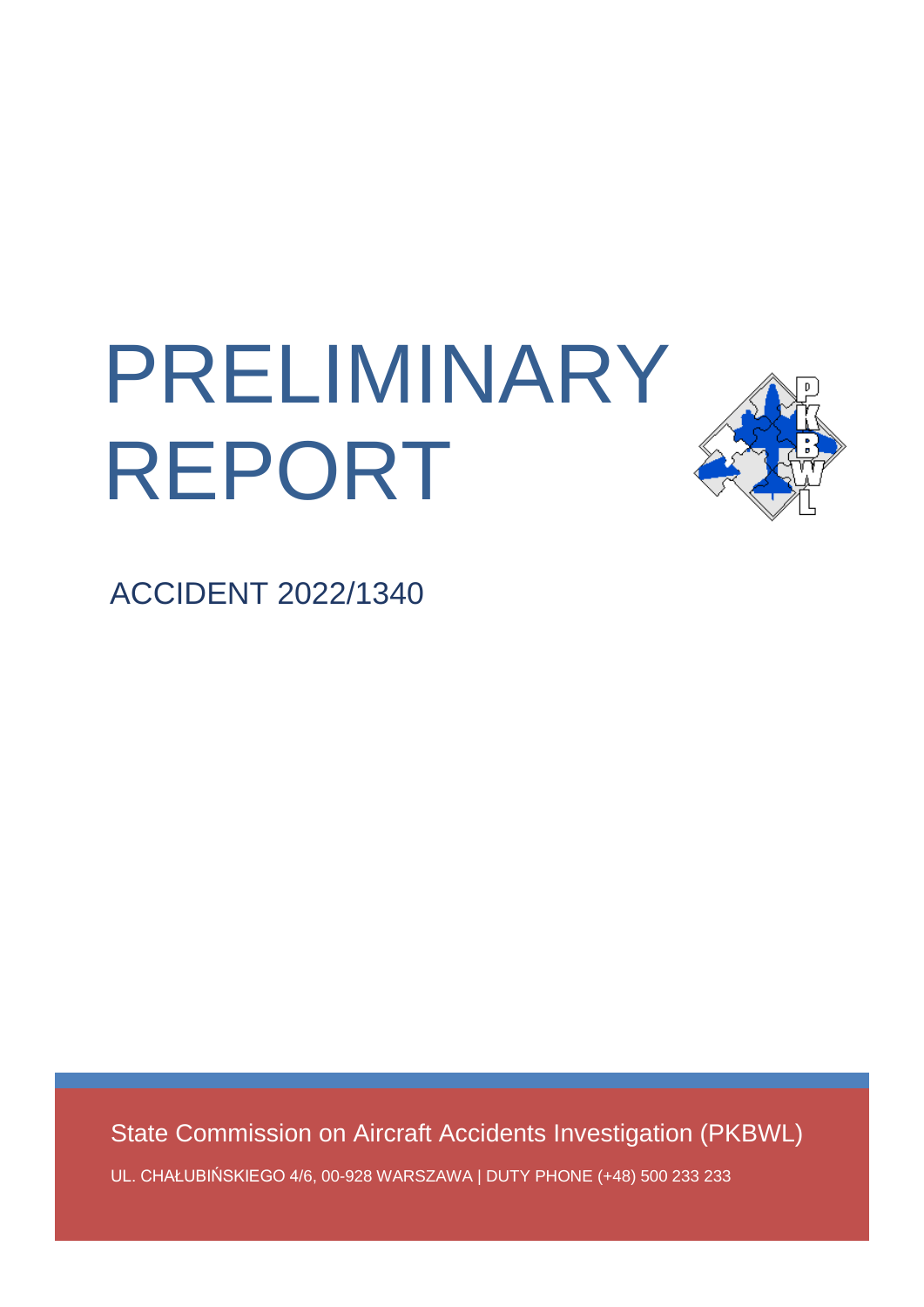# PRELIMINARY REPORT

ACCIDENT 2022/1340

State Commission on Aircraft Accidents Investigation (PKBWL)

UL. CHAŁUBIŃSKIEGO 4/6, 00-928 WARSZAWA | DUTY PHONE (+48) 500 233 233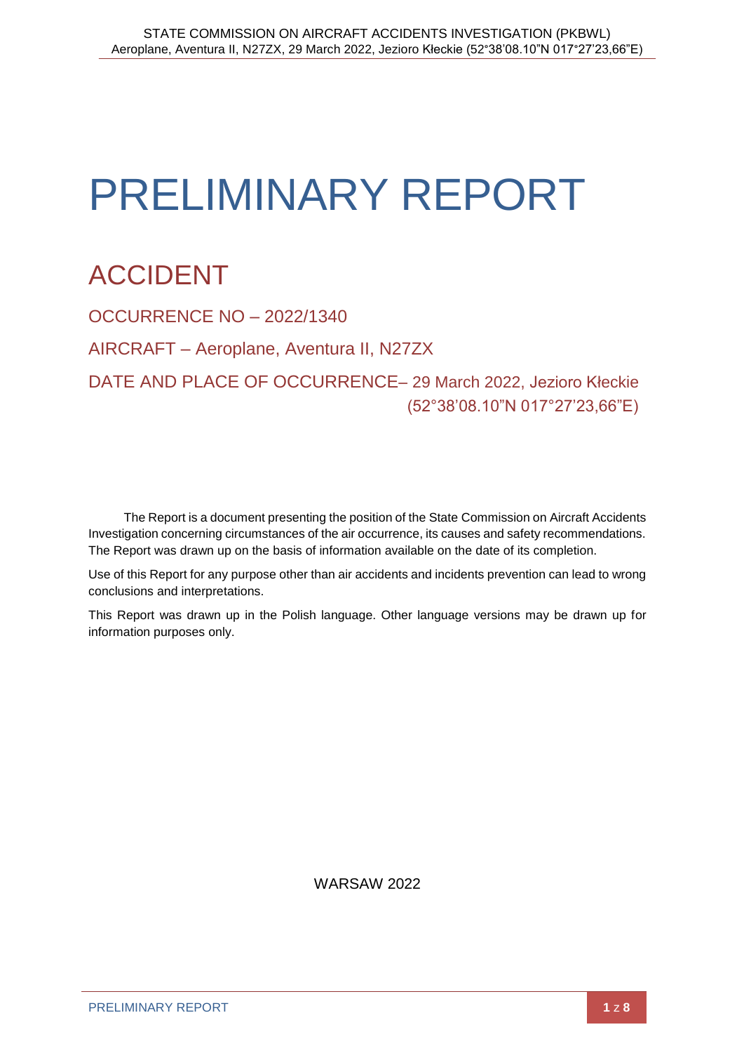# PRELIMINARY REPORT

## ACCIDENT

OCCURRENCE NO – 2022/1340

AIRCRAFT – Aeroplane, Aventura II, N27ZX

DATE AND PLACE OF OCCURRENCE– 29 March 2022, Jezioro Kłeckie (52°38'08.10"N 017°27'23,66"E)

The Report is a document presenting the position of the State Commission on Aircraft Accidents Investigation concerning circumstances of the air occurrence, its causes and safety recommendations. The Report was drawn up on the basis of information available on the date of its completion.

Use of this Report for any purpose other than air accidents and incidents prevention can lead to wrong conclusions and interpretations.

This Report was drawn up in the Polish language. Other language versions may be drawn up for information purposes only.

WARSAW 2022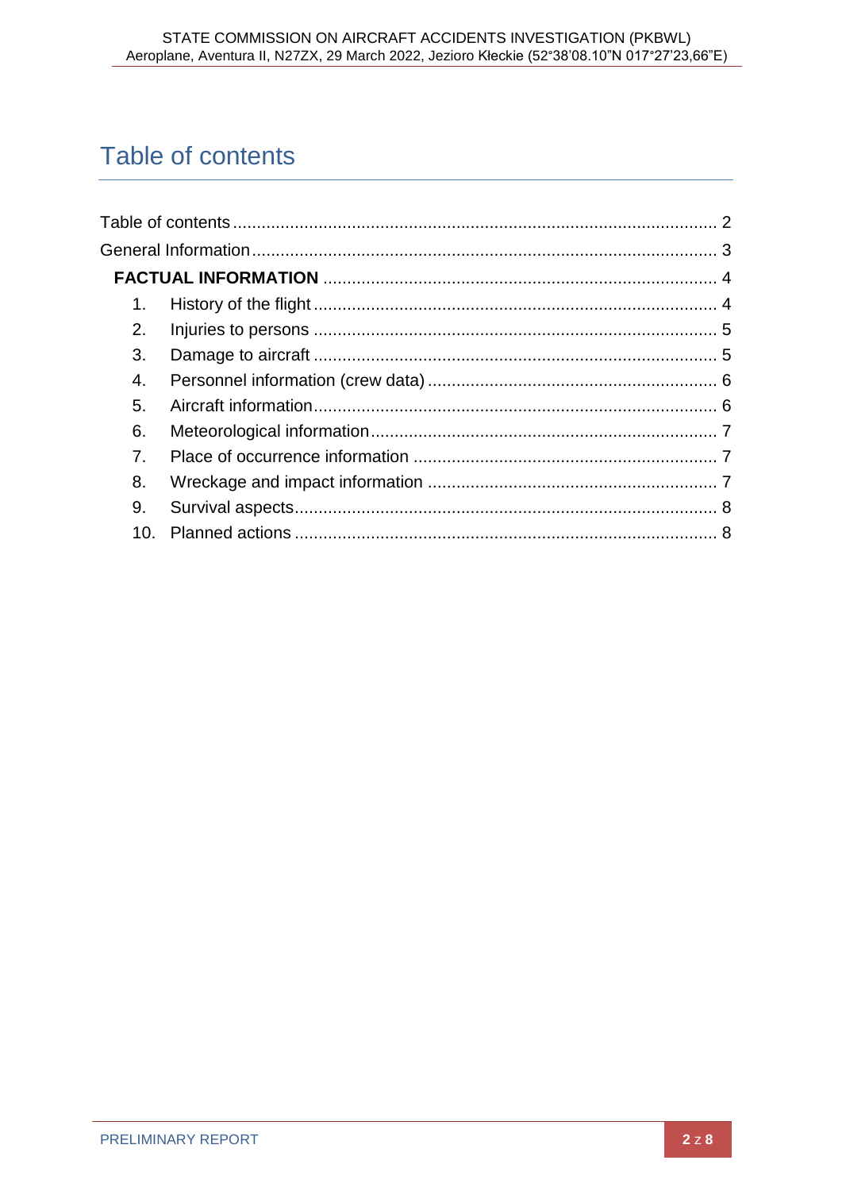# Table of contents

Table of contents ............................................................................................ 2
General Information ......................................................................................... 3
**FACTUAL INFORMATION** ............................................................................ 4
1. History of the flight ..................................................................................... 4
2. Injuries to persons ....................................................................................... 5
3. Damage to aircraft ....................................................................................... 5
4. Personnel information (crew data) .............................................................. 6
5. Aircraft information ...................................................................................... 6
6. Meteorological information .......................................................................... 7
7. Place of occurrence information ................................................................. 7
8. Wreckage and impact information .............................................................. 7
9. Survival aspects .......................................................................................... 8
10. Planned actions .......................................................................................... 8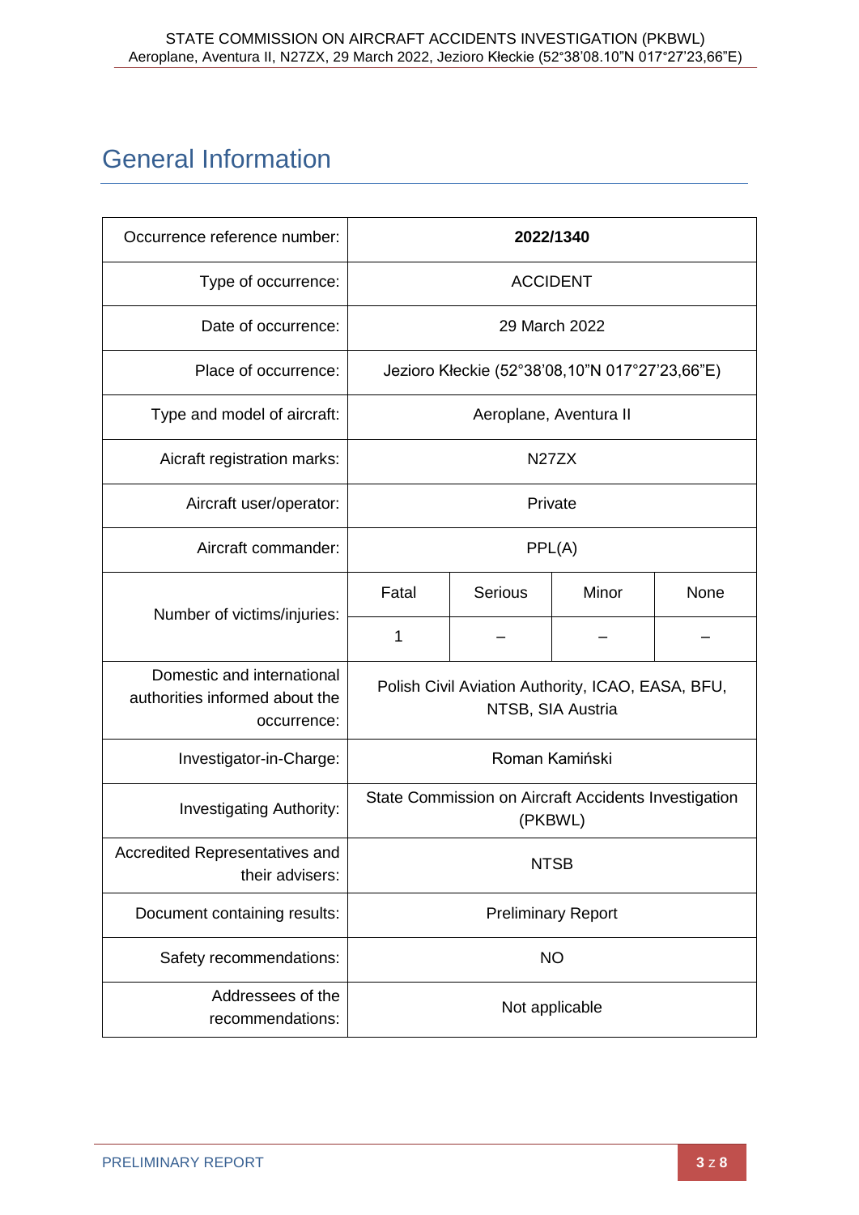# General Information

| | | | | |
|---|---|---|---|---|
| Occurrence reference number: | **2022/1340** | | | |
| Type of occurrence: | ACCIDENT | | | |
| Date of occurrence: | 29 March 2022 | | | |
| Place of occurrence: | Jezioro Kłeckie (52°38'08,10"N 017°27'23,66"E) | | | |
| Type and model of aircraft: | Aeroplane, Aventura II | | | |
| Aicraft registration marks: | N27ZX | | | |
| Aircraft user/operator: | Private | | | |
| Aircraft commander: | PPL(A) | | | |
| Number of victims/injuries: | Fatal | Serious | Minor | None |
| | 1 | – | – | – |
| Domestic and international authorities informed about the occurrence: | Polish Civil Aviation Authority, ICAO, EASA, BFU, NTSB, SIA Austria | | | |
| Investigator-in-Charge: | Roman Kamiński | | | |
| Investigating Authority: | State Commission on Aircraft Accidents Investigation (PKBWL) | | | |
| Accredited Representatives and their advisers: | NTSB | | | |
| Document containing results: | Preliminary Report | | | |
| Safety recommendations: | NO | | | |
| Addressees of the recommendations: | Not applicable | | | |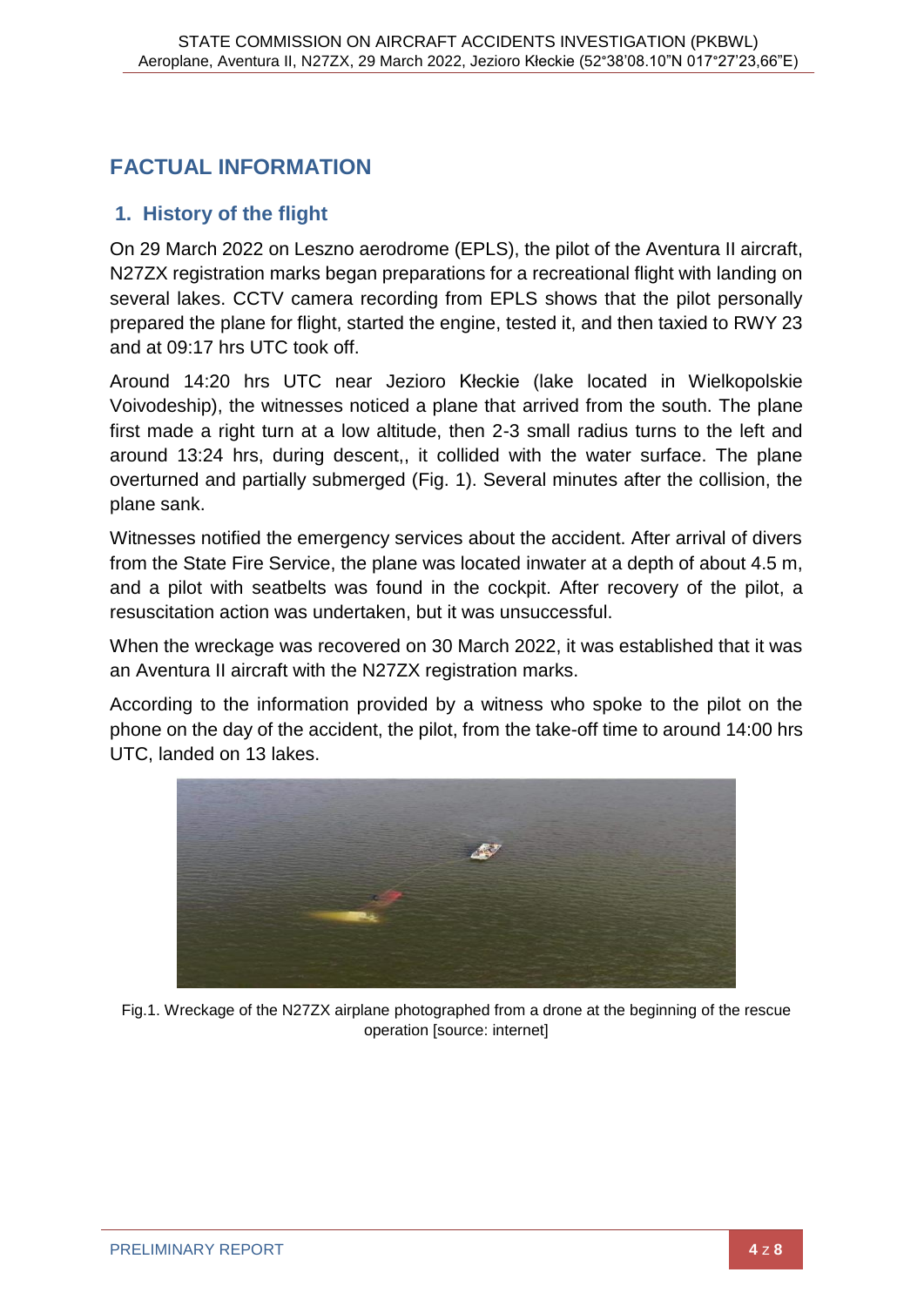# FACTUAL INFORMATION

## 1. History of the flight

On 29 March 2022 on Leszno aerodrome (EPLS), the pilot of the Aventura II aircraft, N27ZX registration marks began preparations for a recreational flight with landing on several lakes. CCTV camera recording from EPLS shows that the pilot personally prepared the plane for flight, started the engine, tested it, and then taxied to RWY 23 and at 09:17 hrs UTC took off.

Around 14:20 hrs UTC near Jezioro Kłeckie (lake located in Wielkopolskie Voivodeship), the witnesses noticed a plane that arrived from the south. The plane first made a right turn at a low altitude, then 2-3 small radius turns to the left and around 13:24 hrs, during descent,, it collided with the water surface. The plane overturned and partially submerged (Fig. 1). Several minutes after the collision, the plane sank.

Witnesses notified the emergency services about the accident. After arrival of divers from the State Fire Service, the plane was located inwater at a depth of about 4.5 m, and a pilot with seatbelts was found in the cockpit. After recovery of the pilot, a resuscitation action was undertaken, but it was unsuccessful.

When the wreckage was recovered on 30 March 2022, it was established that it was an Aventura II aircraft with the N27ZX registration marks.

According to the information provided by a witness who spoke to the pilot on the phone on the day of the accident, the pilot, from the take-off time to around 14:00 hrs UTC, landed on 13 lakes.

Fig.1. Wreckage of the N27ZX airplane photographed from a drone at the beginning of the rescue operation [source: internet]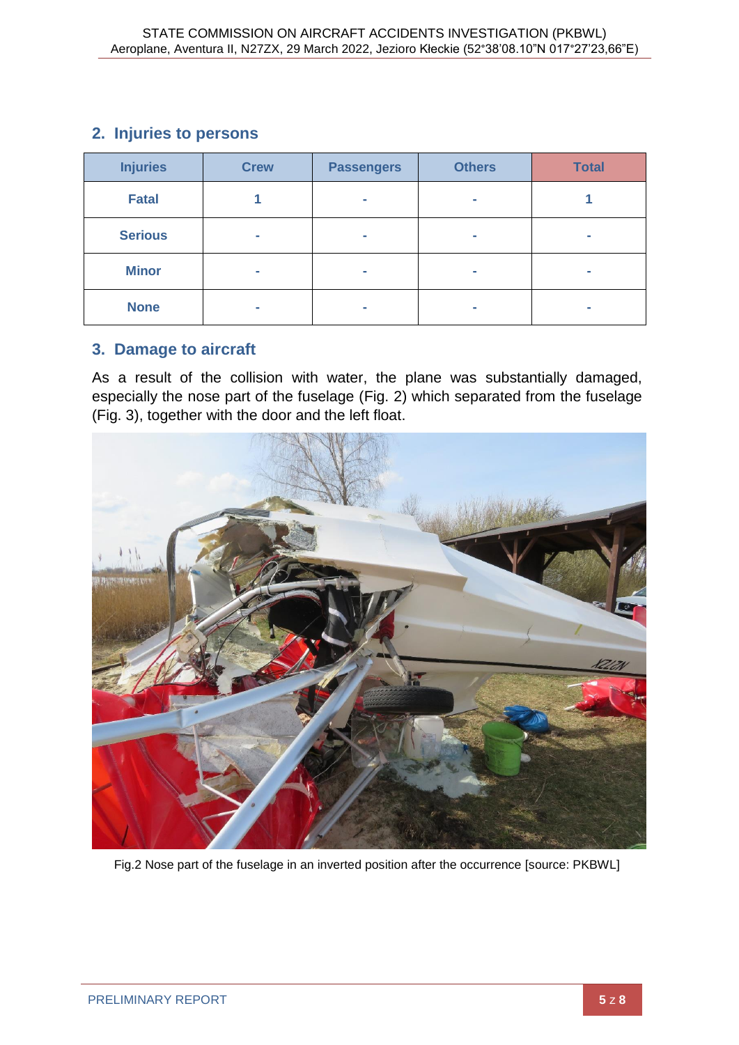## 2. Injuries to persons

| Injuries | Crew | Passengers | Others | Total |
|---|---|---|---|---|
| **Fatal** | 1 | - | - | 1 |
| **Serious** | - | - | - | - |
| **Minor** | - | - | - | - |
| **None** | - | - | - | - |

## 3. Damage to aircraft

As a result of the collision with water, the plane was substantially damaged, especially the nose part of the fuselage (Fig. 2) which separated from the fuselage (Fig. 3), together with the door and the left float.

Fig.2 Nose part of the fuselage in an inverted position after the occurrence [source: PKBWL]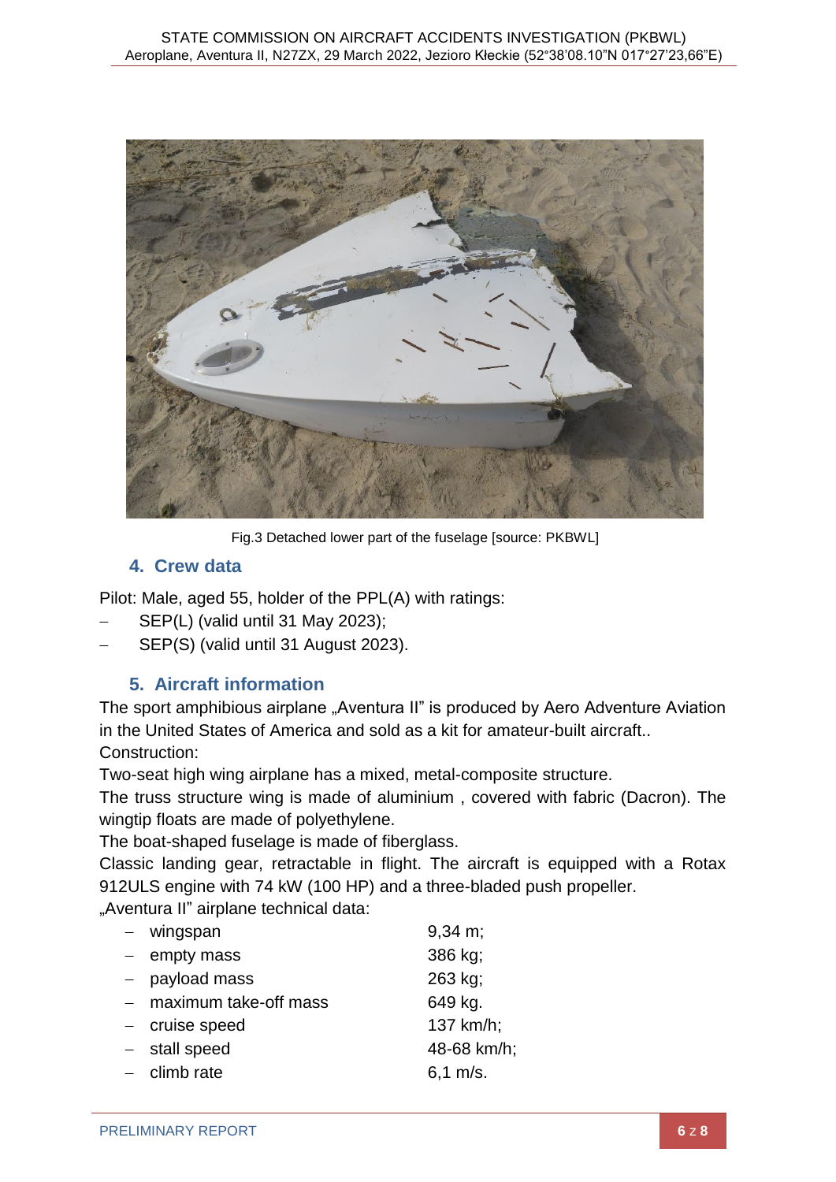Fig.3 Detached lower part of the fuselage [source: PKBWL]

## 4. Crew data

Pilot: Male, aged 55, holder of the PPL(A) with ratings:

- SEP(L) (valid until 31 May 2023);
- SEP(S) (valid until 31 August 2023).

## 5. Aircraft information

The sport amphibious airplane „Aventura II" is produced by Aero Adventure Aviation in the United States of America and sold as a kit for amateur-built aircraft..
Construction:
Two-seat high wing airplane has a mixed, metal-composite structure.
The truss structure wing is made of aluminium , covered with fabric (Dacron). The wingtip floats are made of polyethylene.
The boat-shaped fuselage is made of fiberglass.
Classic landing gear, retractable in flight. The aircraft is equipped with a Rotax 912ULS engine with 74 kW (100 HP) and a three-bladed push propeller.
„Aventura II" airplane technical data:

- wingspan 9,34 m;
- empty mass 386 kg;
- payload mass 263 kg;
- maximum take-off mass 649 kg.
- cruise speed 137 km/h;
- stall speed 48-68 km/h;
- climb rate 6,1 m/s.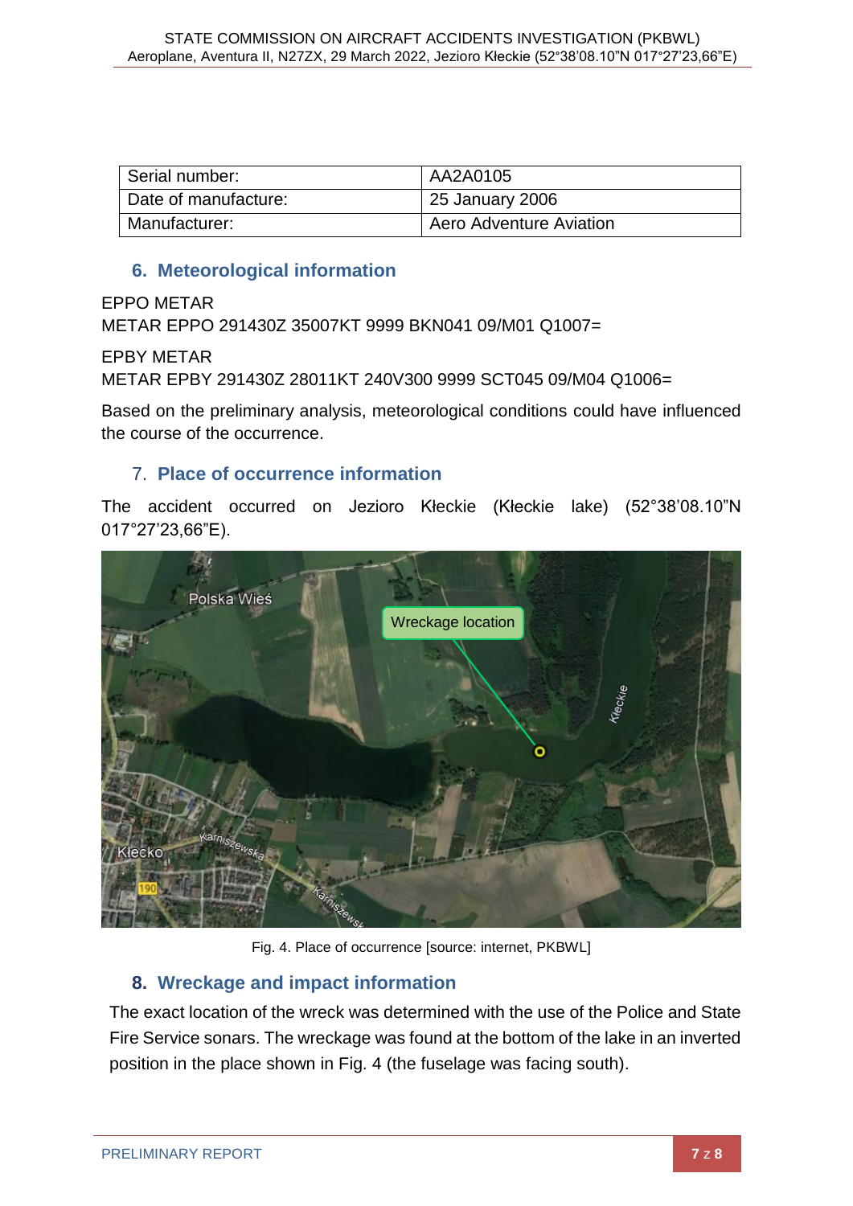| Serial number: | AA2A0105 |
|---|---|
| Date of manufacture: | 25 January 2006 |
| Manufacturer: | Aero Adventure Aviation |

## 6. Meteorological information

EPPO METAR
METAR EPPO 291430Z 35007KT 9999 BKN041 09/M01 Q1007=

EPBY METAR
METAR EPBY 291430Z 28011KT 240V300 9999 SCT045 09/M04 Q1006=

Based on the preliminary analysis, meteorological conditions could have influenced the course of the occurrence.

## 7. Place of occurrence information

The accident occurred on Jezioro Kłeckie (Kłeckie lake) (52°38'08.10"N 017°27'23,66"E).

Fig. 4. Place of occurrence [source: internet, PKBWL]

## 8. Wreckage and impact information

The exact location of the wreck was determined with the use of the Police and State Fire Service sonars. The wreckage was found at the bottom of the lake in an inverted position in the place shown in Fig. 4 (the fuselage was facing south).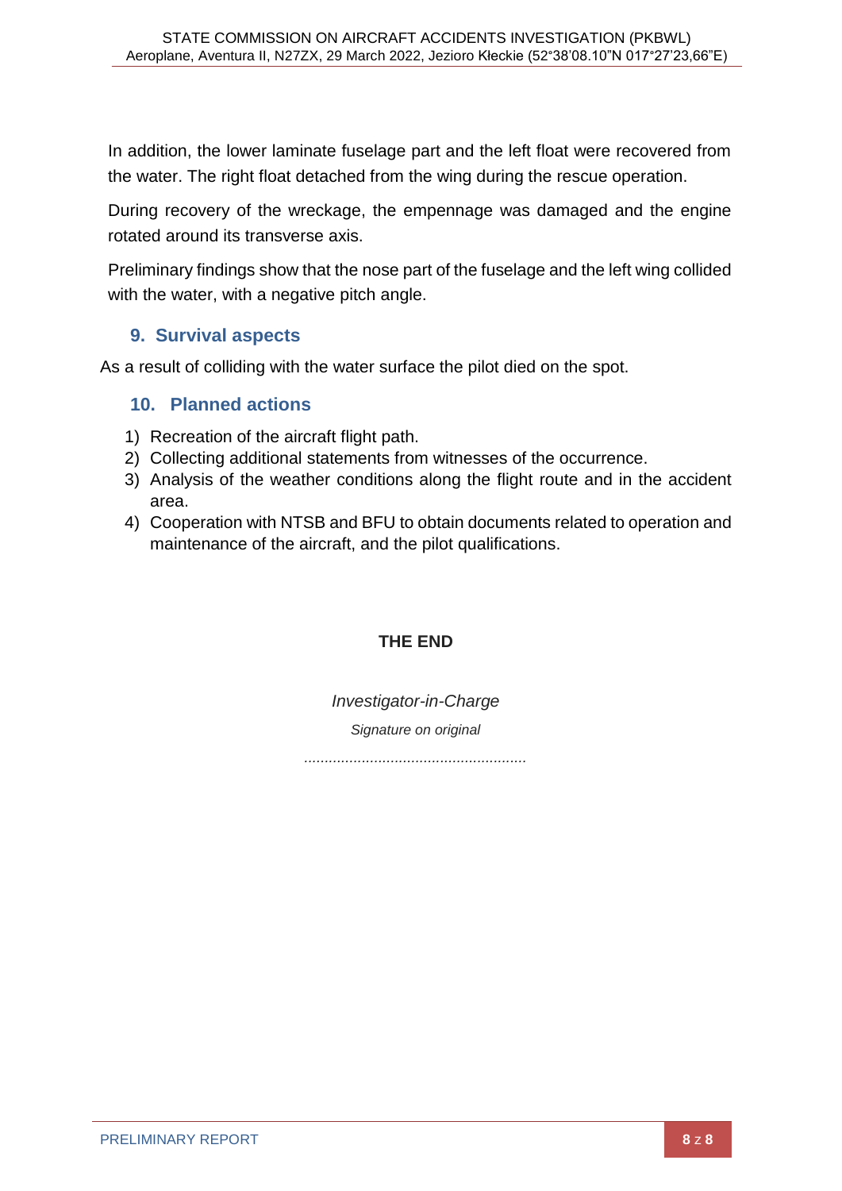In addition, the lower laminate fuselage part and the left float were recovered from the water. The right float detached from the wing during the rescue operation.

During recovery of the wreckage, the empennage was damaged and the engine rotated around its transverse axis.

Preliminary findings show that the nose part of the fuselage and the left wing collided with the water, with a negative pitch angle.

## 9. Survival aspects

As a result of colliding with the water surface the pilot died on the spot.

## 10. Planned actions

1) Recreation of the aircraft flight path.
2) Collecting additional statements from witnesses of the occurrence.
3) Analysis of the weather conditions along the flight route and in the accident area.
4) Cooperation with NTSB and BFU to obtain documents related to operation and maintenance of the aircraft, and the pilot qualifications.

**THE END**

*Investigator-in-Charge*

*Signature on original*

*......................................................*